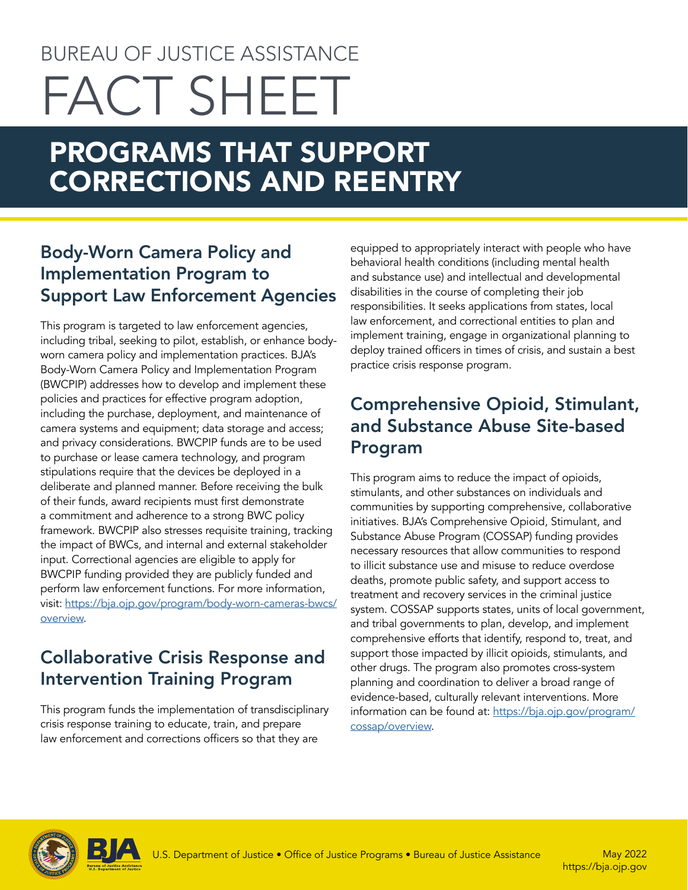BUREAU OF JUSTICE ASSISTANCE

# FACT SHEET

# PROGRAMS THAT SUPPORT CORRECTIONS AND REENTRY

## Body-Worn Camera Policy and Implementation Program to Support Law Enforcement Agencies

This program is targeted to law enforcement agencies, including tribal, seeking to pilot, establish, or enhance body-worn camera policy and implementation practices. BJA's Body-Worn Camera Policy and Implementation Program (BWCPIP) addresses how to develop and implement these policies and practices for effective program adoption, including the purchase, deployment, and maintenance of camera systems and equipment; data storage and access; and privacy considerations. BWCPIP funds are to be used to purchase or lease camera technology, and program stipulations require that the devices be deployed in a deliberate and planned manner. Before receiving the bulk of their funds, award recipients must first demonstrate a commitment and adherence to a strong BWC policy framework. BWCPIP also stresses requisite training, tracking the impact of BWCs, and internal and external stakeholder input. Correctional agencies are eligible to apply for BWCPIP funding provided they are publicly funded and perform law enforcement functions. For more information, visit: [https://bja.ojp.gov/program/body-worn-cameras-bwcs/overview](https://bja.ojp.gov/program/body-worn-cameras-bwcs/overview).

## Collaborative Crisis Response and Intervention Training Program

This program funds the implementation of transdisciplinary crisis response training to educate, train, and prepare law enforcement and corrections officers so that they are equipped to appropriately interact with people who have behavioral health conditions (including mental health and substance use) and intellectual and developmental disabilities in the course of completing their job responsibilities. It seeks applications from states, local law enforcement, and correctional entities to plan and implement training, engage in organizational planning to deploy trained officers in times of crisis, and sustain a best practice crisis response program.

## Comprehensive Opioid, Stimulant, and Substance Abuse Site-based Program

This program aims to reduce the impact of opioids, stimulants, and other substances on individuals and communities by supporting comprehensive, collaborative initiatives. BJA's Comprehensive Opioid, Stimulant, and Substance Abuse Program (COSSAP) funding provides necessary resources that allow communities to respond to illicit substance use and misuse to reduce overdose deaths, promote public safety, and support access to treatment and recovery services in the criminal justice system. COSSAP supports states, units of local government, and tribal governments to plan, develop, and implement comprehensive efforts that identify, respond to, treat, and support those impacted by illicit opioids, stimulants, and other drugs. The program also promotes cross-system planning and coordination to deliver a broad range of evidence-based, culturally relevant interventions. More information can be found at: [https://bja.ojp.gov/program/cossap/overview](https://bja.ojp.gov/program/cossap/overview).

U.S. Department of Justice • Office of Justice Programs • Bureau of Justice Assistance

May 2022
https://bja.ojp.gov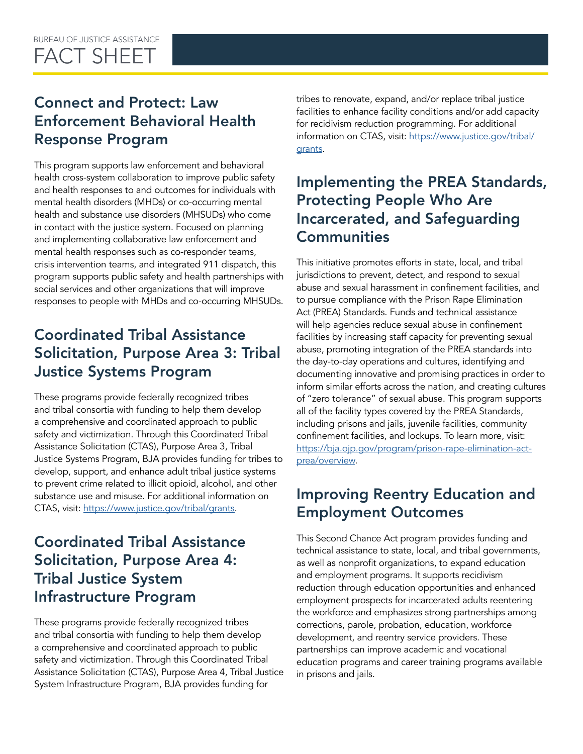## Connect and Protect: Law Enforcement Behavioral Health Response Program

This program supports law enforcement and behavioral health cross-system collaboration to improve public safety and health responses to and outcomes for individuals with mental health disorders (MHDs) or co-occurring mental health and substance use disorders (MHSUDs) who come in contact with the justice system. Focused on planning and implementing collaborative law enforcement and mental health responses such as co-responder teams, crisis intervention teams, and integrated 911 dispatch, this program supports public safety and health partnerships with social services and other organizations that will improve responses to people with MHDs and co-occurring MHSUDs.

## Coordinated Tribal Assistance Solicitation, Purpose Area 3: Tribal Justice Systems Program

These programs provide federally recognized tribes and tribal consortia with funding to help them develop a comprehensive and coordinated approach to public safety and victimization. Through this Coordinated Tribal Assistance Solicitation (CTAS), Purpose Area 3, Tribal Justice Systems Program, BJA provides funding for tribes to develop, support, and enhance adult tribal justice systems to prevent crime related to illicit opioid, alcohol, and other substance use and misuse. For additional information on CTAS, visit: https://www.justice.gov/tribal/grants.

## Coordinated Tribal Assistance Solicitation, Purpose Area 4: Tribal Justice System Infrastructure Program

These programs provide federally recognized tribes and tribal consortia with funding to help them develop a comprehensive and coordinated approach to public safety and victimization. Through this Coordinated Tribal Assistance Solicitation (CTAS), Purpose Area 4, Tribal Justice System Infrastructure Program, BJA provides funding for tribes to renovate, expand, and/or replace tribal justice facilities to enhance facility conditions and/or add capacity for recidivism reduction programming. For additional information on CTAS, visit: https://www.justice.gov/tribal/grants.

## Implementing the PREA Standards, Protecting People Who Are Incarcerated, and Safeguarding Communities

This initiative promotes efforts in state, local, and tribal jurisdictions to prevent, detect, and respond to sexual abuse and sexual harassment in confinement facilities, and to pursue compliance with the Prison Rape Elimination Act (PREA) Standards. Funds and technical assistance will help agencies reduce sexual abuse in confinement facilities by increasing staff capacity for preventing sexual abuse, promoting integration of the PREA standards into the day-to-day operations and cultures, identifying and documenting innovative and promising practices in order to inform similar efforts across the nation, and creating cultures of "zero tolerance" of sexual abuse. This program supports all of the facility types covered by the PREA Standards, including prisons and jails, juvenile facilities, community confinement facilities, and lockups. To learn more, visit: https://bja.ojp.gov/program/prison-rape-elimination-act-prea/overview.

## Improving Reentry Education and Employment Outcomes

This Second Chance Act program provides funding and technical assistance to state, local, and tribal governments, as well as nonprofit organizations, to expand education and employment programs. It supports recidivism reduction through education opportunities and enhanced employment prospects for incarcerated adults reentering the workforce and emphasizes strong partnerships among corrections, parole, probation, education, workforce development, and reentry service providers. These partnerships can improve academic and vocational education programs and career training programs available in prisons and jails.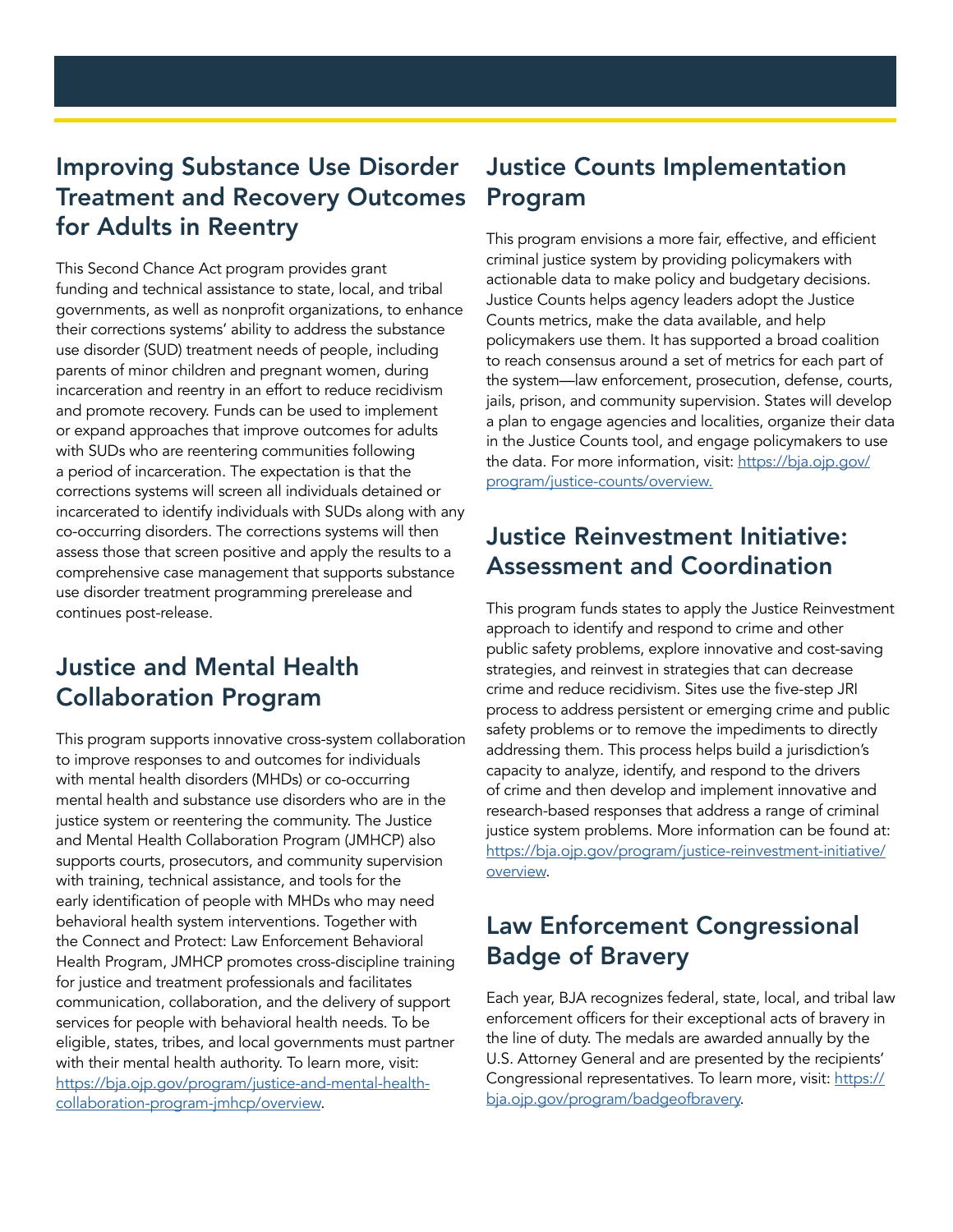## Improving Substance Use Disorder Treatment and Recovery Outcomes for Adults in Reentry

This Second Chance Act program provides grant funding and technical assistance to state, local, and tribal governments, as well as nonprofit organizations, to enhance their corrections systems' ability to address the substance use disorder (SUD) treatment needs of people, including parents of minor children and pregnant women, during incarceration and reentry in an effort to reduce recidivism and promote recovery. Funds can be used to implement or expand approaches that improve outcomes for adults with SUDs who are reentering communities following a period of incarceration. The expectation is that the corrections systems will screen all individuals detained or incarcerated to identify individuals with SUDs along with any co-occurring disorders. The corrections systems will then assess those that screen positive and apply the results to a comprehensive case management that supports substance use disorder treatment programming prerelease and continues post-release.

## Justice and Mental Health Collaboration Program

This program supports innovative cross-system collaboration to improve responses to and outcomes for individuals with mental health disorders (MHDs) or co-occurring mental health and substance use disorders who are in the justice system or reentering the community. The Justice and Mental Health Collaboration Program (JMHCP) also supports courts, prosecutors, and community supervision with training, technical assistance, and tools for the early identification of people with MHDs who may need behavioral health system interventions. Together with the Connect and Protect: Law Enforcement Behavioral Health Program, JMHCP promotes cross-discipline training for justice and treatment professionals and facilitates communication, collaboration, and the delivery of support services for people with behavioral health needs. To be eligible, states, tribes, and local governments must partner with their mental health authority. To learn more, visit: [https://bja.ojp.gov/program/justice-and-mental-health-collaboration-program-jmhcp/overview](https://bja.ojp.gov/program/justice-and-mental-health-collaboration-program-jmhcp/overview).

## Justice Counts Implementation Program

This program envisions a more fair, effective, and efficient criminal justice system by providing policymakers with actionable data to make policy and budgetary decisions. Justice Counts helps agency leaders adopt the Justice Counts metrics, make the data available, and help policymakers use them. It has supported a broad coalition to reach consensus around a set of metrics for each part of the system—law enforcement, prosecution, defense, courts, jails, prison, and community supervision. States will develop a plan to engage agencies and localities, organize their data in the Justice Counts tool, and engage policymakers to use the data. For more information, visit: [https://bja.ojp.gov/program/justice-counts/overview.](https://bja.ojp.gov/program/justice-counts/overview)

## Justice Reinvestment Initiative: Assessment and Coordination

This program funds states to apply the Justice Reinvestment approach to identify and respond to crime and other public safety problems, explore innovative and cost-saving strategies, and reinvest in strategies that can decrease crime and reduce recidivism. Sites use the five-step JRI process to address persistent or emerging crime and public safety problems or to remove the impediments to directly addressing them. This process helps build a jurisdiction's capacity to analyze, identify, and respond to the drivers of crime and then develop and implement innovative and research-based responses that address a range of criminal justice system problems. More information can be found at: [https://bja.ojp.gov/program/justice-reinvestment-initiative/overview](https://bja.ojp.gov/program/justice-reinvestment-initiative/overview).

## Law Enforcement Congressional Badge of Bravery

Each year, BJA recognizes federal, state, local, and tribal law enforcement officers for their exceptional acts of bravery in the line of duty. The medals are awarded annually by the U.S. Attorney General and are presented by the recipients' Congressional representatives. To learn more, visit: [https://bja.ojp.gov/program/badgeofbravery](https://bja.ojp.gov/program/badgeofbravery).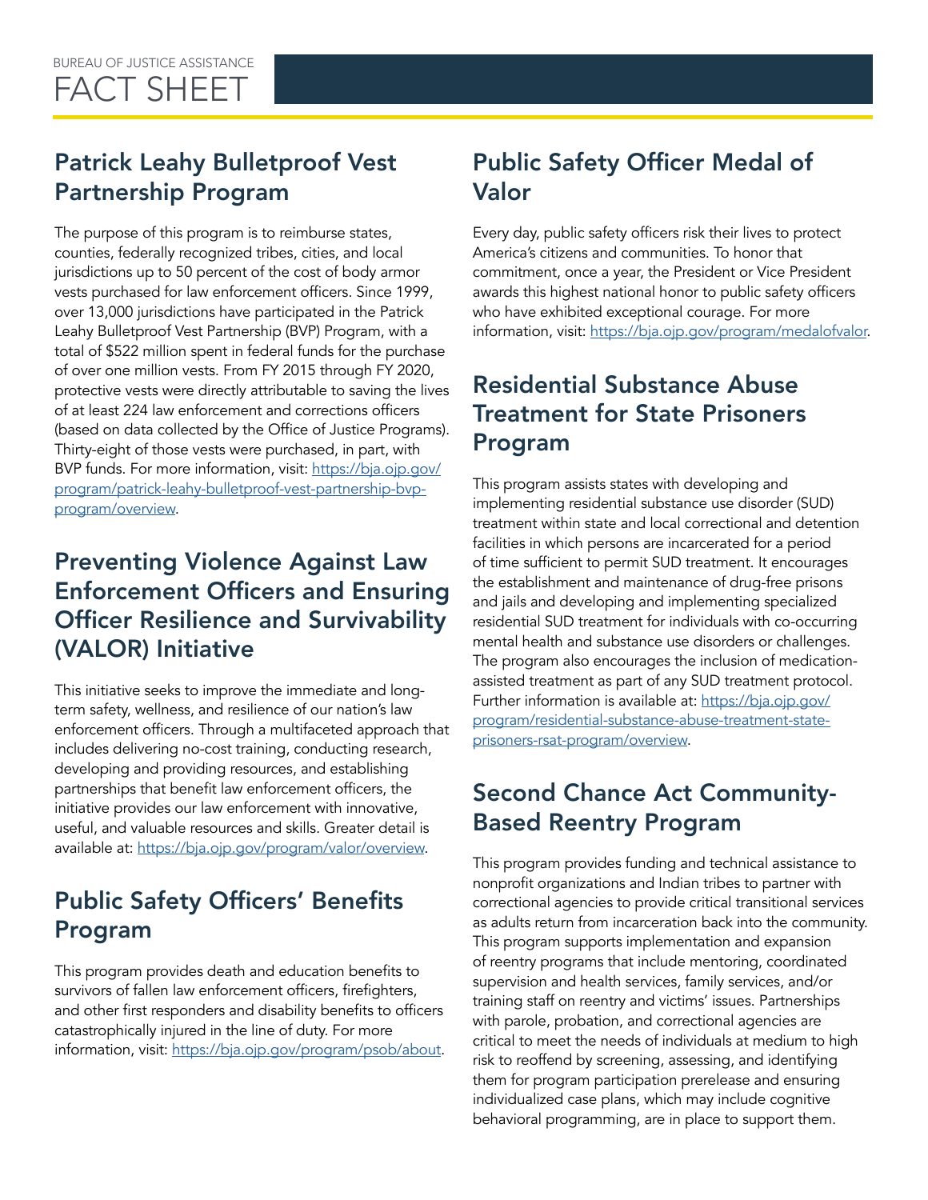## Patrick Leahy Bulletproof Vest Partnership Program

The purpose of this program is to reimburse states, counties, federally recognized tribes, cities, and local jurisdictions up to 50 percent of the cost of body armor vests purchased for law enforcement officers. Since 1999, over 13,000 jurisdictions have participated in the Patrick Leahy Bulletproof Vest Partnership (BVP) Program, with a total of $522 million spent in federal funds for the purchase of over one million vests. From FY 2015 through FY 2020, protective vests were directly attributable to saving the lives of at least 224 law enforcement and corrections officers (based on data collected by the Office of Justice Programs). Thirty-eight of those vests were purchased, in part, with BVP funds. For more information, visit: [https://bja.ojp.gov/program/patrick-leahy-bulletproof-vest-partnership-bvp-program/overview](https://bja.ojp.gov/program/patrick-leahy-bulletproof-vest-partnership-bvp-program/overview).

## Preventing Violence Against Law Enforcement Officers and Ensuring Officer Resilience and Survivability (VALOR) Initiative

This initiative seeks to improve the immediate and long-term safety, wellness, and resilience of our nation's law enforcement officers. Through a multifaceted approach that includes delivering no-cost training, conducting research, developing and providing resources, and establishing partnerships that benefit law enforcement officers, the initiative provides our law enforcement with innovative, useful, and valuable resources and skills. Greater detail is available at: [https://bja.ojp.gov/program/valor/overview](https://bja.ojp.gov/program/valor/overview).

## Public Safety Officers' Benefits Program

This program provides death and education benefits to survivors of fallen law enforcement officers, firefighters, and other first responders and disability benefits to officers catastrophically injured in the line of duty. For more information, visit: [https://bja.ojp.gov/program/psob/about](https://bja.ojp.gov/program/psob/about).

## Public Safety Officer Medal of Valor

Every day, public safety officers risk their lives to protect America's citizens and communities. To honor that commitment, once a year, the President or Vice President awards this highest national honor to public safety officers who have exhibited exceptional courage. For more information, visit: [https://bja.ojp.gov/program/medalofvalor](https://bja.ojp.gov/program/medalofvalor).

## Residential Substance Abuse Treatment for State Prisoners Program

This program assists states with developing and implementing residential substance use disorder (SUD) treatment within state and local correctional and detention facilities in which persons are incarcerated for a period of time sufficient to permit SUD treatment. It encourages the establishment and maintenance of drug-free prisons and jails and developing and implementing specialized residential SUD treatment for individuals with co-occurring mental health and substance use disorders or challenges. The program also encourages the inclusion of medication-assisted treatment as part of any SUD treatment protocol. Further information is available at: [https://bja.ojp.gov/program/residential-substance-abuse-treatment-state-prisoners-rsat-program/overview](https://bja.ojp.gov/program/residential-substance-abuse-treatment-state-prisoners-rsat-program/overview).

## Second Chance Act Community-Based Reentry Program

This program provides funding and technical assistance to nonprofit organizations and Indian tribes to partner with correctional agencies to provide critical transitional services as adults return from incarceration back into the community. This program supports implementation and expansion of reentry programs that include mentoring, coordinated supervision and health services, family services, and/or training staff on reentry and victims' issues. Partnerships with parole, probation, and correctional agencies are critical to meet the needs of individuals at medium to high risk to reoffend by screening, assessing, and identifying them for program participation prerelease and ensuring individualized case plans, which may include cognitive behavioral programming, are in place to support them.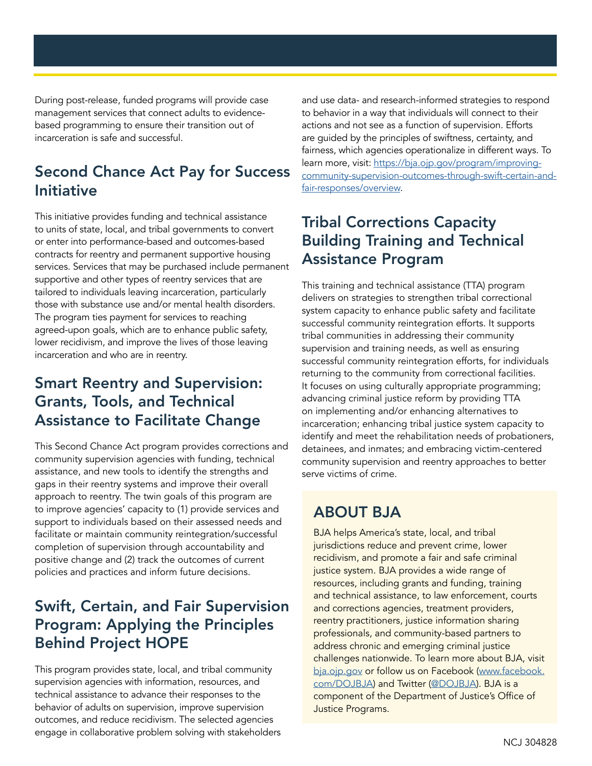During post-release, funded programs will provide case management services that connect adults to evidence-based programming to ensure their transition out of incarceration is safe and successful.

## Second Chance Act Pay for Success Initiative

This initiative provides funding and technical assistance to units of state, local, and tribal governments to convert or enter into performance-based and outcomes-based contracts for reentry and permanent supportive housing services. Services that may be purchased include permanent supportive and other types of reentry services that are tailored to individuals leaving incarceration, particularly those with substance use and/or mental health disorders. The program ties payment for services to reaching agreed-upon goals, which are to enhance public safety, lower recidivism, and improve the lives of those leaving incarceration and who are in reentry.

## Smart Reentry and Supervision: Grants, Tools, and Technical Assistance to Facilitate Change

This Second Chance Act program provides corrections and community supervision agencies with funding, technical assistance, and new tools to identify the strengths and gaps in their reentry systems and improve their overall approach to reentry. The twin goals of this program are to improve agencies' capacity to (1) provide services and support to individuals based on their assessed needs and facilitate or maintain community reintegration/successful completion of supervision through accountability and positive change and (2) track the outcomes of current policies and practices and inform future decisions.

## Swift, Certain, and Fair Supervision Program: Applying the Principles Behind Project HOPE

This program provides state, local, and tribal community supervision agencies with information, resources, and technical assistance to advance their responses to the behavior of adults on supervision, improve supervision outcomes, and reduce recidivism. The selected agencies engage in collaborative problem solving with stakeholders and use data- and research-informed strategies to respond to behavior in a way that individuals will connect to their actions and not see as a function of supervision. Efforts are guided by the principles of swiftness, certainty, and fairness, which agencies operationalize in different ways. To learn more, visit: [https://bja.ojp.gov/program/improving-community-supervision-outcomes-through-swift-certain-and-fair-responses/overview](https://bja.ojp.gov/program/improving-community-supervision-outcomes-through-swift-certain-and-fair-responses/overview).

## Tribal Corrections Capacity Building Training and Technical Assistance Program

This training and technical assistance (TTA) program delivers on strategies to strengthen tribal correctional system capacity to enhance public safety and facilitate successful community reintegration efforts. It supports tribal communities in addressing their community supervision and training needs, as well as ensuring successful community reintegration efforts, for individuals returning to the community from correctional facilities. It focuses on using culturally appropriate programming; advancing criminal justice reform by providing TTA on implementing and/or enhancing alternatives to incarceration; enhancing tribal justice system capacity to identify and meet the rehabilitation needs of probationers, detainees, and inmates; and embracing victim-centered community supervision and reentry approaches to better serve victims of crime.

## ABOUT BJA

BJA helps America's state, local, and tribal jurisdictions reduce and prevent crime, lower recidivism, and promote a fair and safe criminal justice system. BJA provides a wide range of resources, including grants and funding, training and technical assistance, to law enforcement, courts and corrections agencies, treatment providers, reentry practitioners, justice information sharing professionals, and community-based partners to address chronic and emerging criminal justice challenges nationwide. To learn more about BJA, visit [bja.ojp.gov](https://bja.ojp.gov) or follow us on Facebook ([www.facebook.com/DOJBJA](https://www.facebook.com/DOJBJA)) and Twitter ([@DOJBJA](https://twitter.com/DOJBJA)). BJA is a component of the Department of Justice's Office of Justice Programs.

NCJ 304828